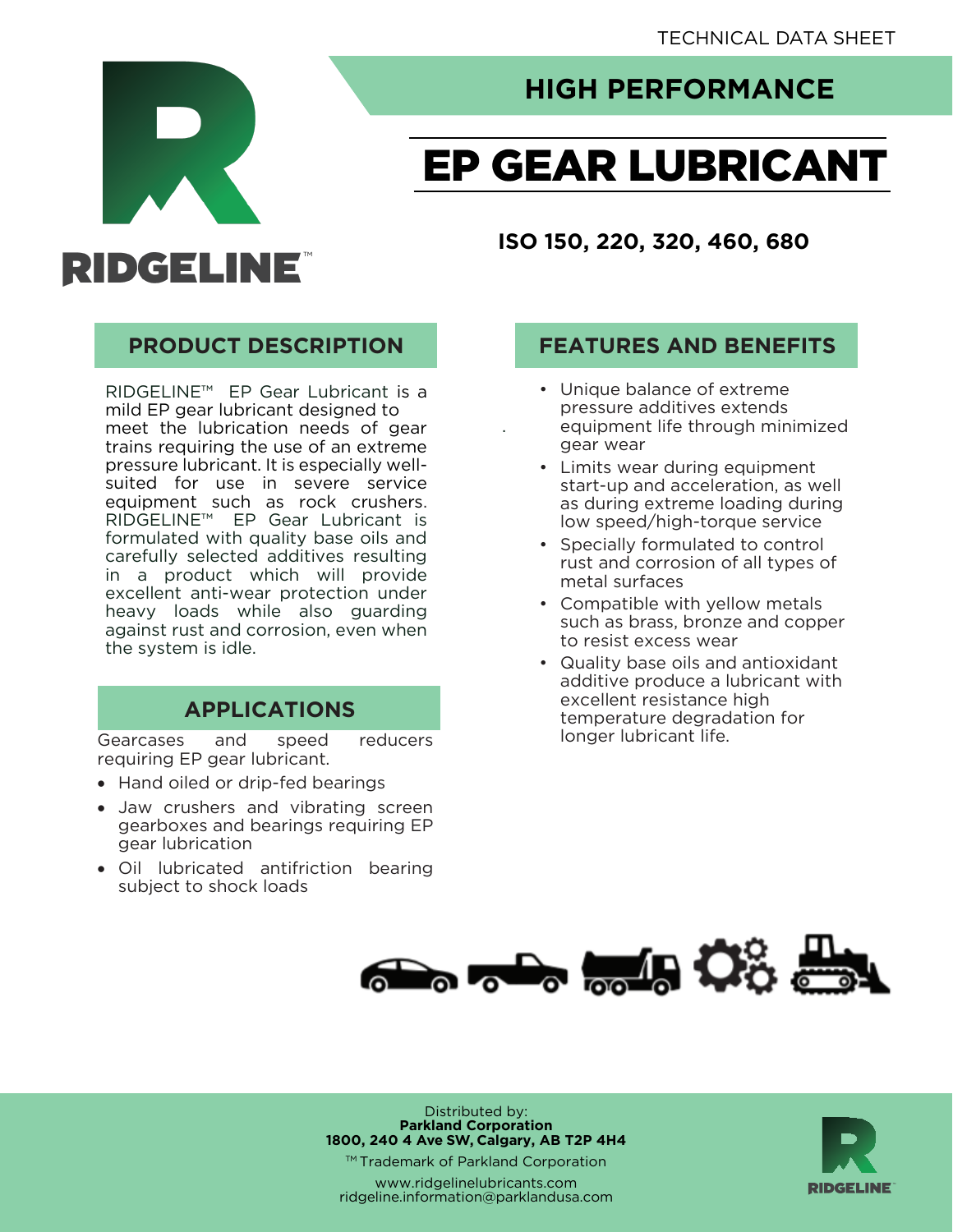TECHNICAL DATA SHEET

RIDGELINE™

# HIGH PERFORMANCE

# EP GEAR LUBRICANT

### ISO 150, 220, 320, 460, 680

## PRODUCT DESCRIPTION

RIDGELINE™ EP Gear Lubricant is a mild EP gear lubricant designed to meet the lubrication needs of gear trains requiring the use of an extreme pressure lubricant. It is especially well-suited for use in severe service equipment such as rock crushers. RIDGELINE™ EP Gear Lubricant is formulated with quality base oils and carefully selected additives resulting in a product which will provide excellent anti-wear protection under heavy loads while also guarding against rust and corrosion, even when the system is idle.

## APPLICATIONS

Gearcases and speed reducers requiring EP gear lubricant.

- Hand oiled or drip-fed bearings
- Jaw crushers and vibrating screen gearboxes and bearings requiring EP gear lubrication
- Oil lubricated antifriction bearing subject to shock loads

## FEATURES AND BENEFITS

- Unique balance of extreme pressure additives extends equipment life through minimized gear wear
- Limits wear during equipment start-up and acceleration, as well as during extreme loading during low speed/high-torque service
- Specially formulated to control rust and corrosion of all types of metal surfaces
- Compatible with yellow metals such as brass, bronze and copper to resist excess wear
- Quality base oils and antioxidant additive produce a lubricant with excellent resistance high temperature degradation for longer lubricant life.

Distributed by:
**Parkland Corporation**
**1800, 240 4 Ave SW, Calgary, AB T2P 4H4**

™ Trademark of Parkland Corporation

www.ridgelinelubricants.com
ridgeline.information@parklandusa.com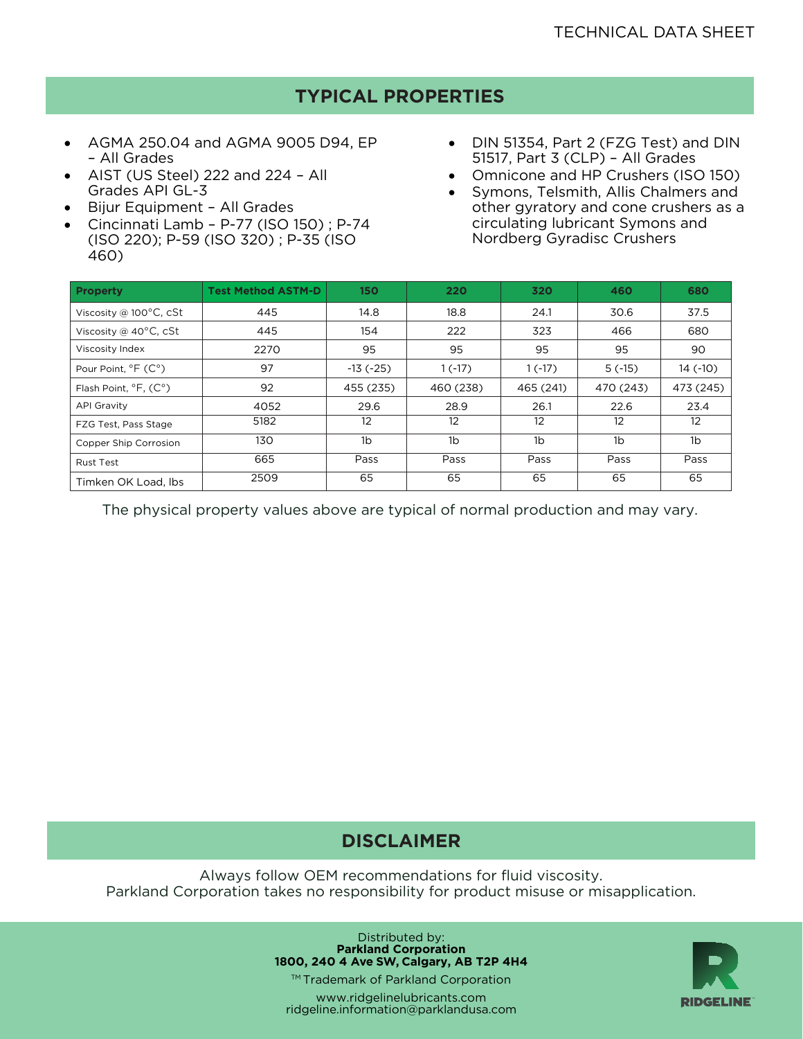## TYPICAL PROPERTIES

- AGMA 250.04 and AGMA 9005 D94, EP – All Grades
- AIST (US Steel) 222 and 224 – All Grades API GL-3
- Bijur Equipment – All Grades
- Cincinnati Lamb – P-77 (ISO 150) ; P-74 (ISO 220); P-59 (ISO 320) ; P-35 (ISO 460)
- DIN 51354, Part 2 (FZG Test) and DIN 51517, Part 3 (CLP) – All Grades
- Omnicone and HP Crushers (ISO 150)
- Symons, Telsmith, Allis Chalmers and other gyratory and cone crushers as a circulating lubricant Symons and Nordberg Gyradisc Crushers

| Property | Test Method ASTM-D | 150 | 220 | 320 | 460 | 680 |
|---|---|---|---|---|---|---|
| Viscosity @ 100°C, cSt | 445 | 14.8 | 18.8 | 24.1 | 30.6 | 37.5 |
| Viscosity @ 40°C, cSt | 445 | 154 | 222 | 323 | 466 | 680 |
| Viscosity Index | 2270 | 95 | 95 | 95 | 95 | 90 |
| Pour Point, °F (C°) | 97 | -13 (-25) | 1 (-17) | 1 (-17) | 5 (-15) | 14 (-10) |
| Flash Point, °F, (C°) | 92 | 455 (235) | 460 (238) | 465 (241) | 470 (243) | 473 (245) |
| API Gravity | 4052 | 29.6 | 28.9 | 26.1 | 22.6 | 23.4 |
| FZG Test, Pass Stage | 5182 | 12 | 12 | 12 | 12 | 12 |
| Copper Ship Corrosion | 130 | 1b | 1b | 1b | 1b | 1b |
| Rust Test | 665 | Pass | Pass | Pass | Pass | Pass |
| Timken OK Load, lbs | 2509 | 65 | 65 | 65 | 65 | 65 |

The physical property values above are typical of normal production and may vary.

## DISCLAIMER

Always follow OEM recommendations for fluid viscosity.
Parkland Corporation takes no responsibility for product misuse or misapplication.

Distributed by:
**Parkland Corporation**
**1800, 240 4 Ave SW, Calgary, AB T2P 4H4**

™ Trademark of Parkland Corporation

www.ridgelinelubricants.com
ridgeline.information@parklandusa.com

RIDGELINE